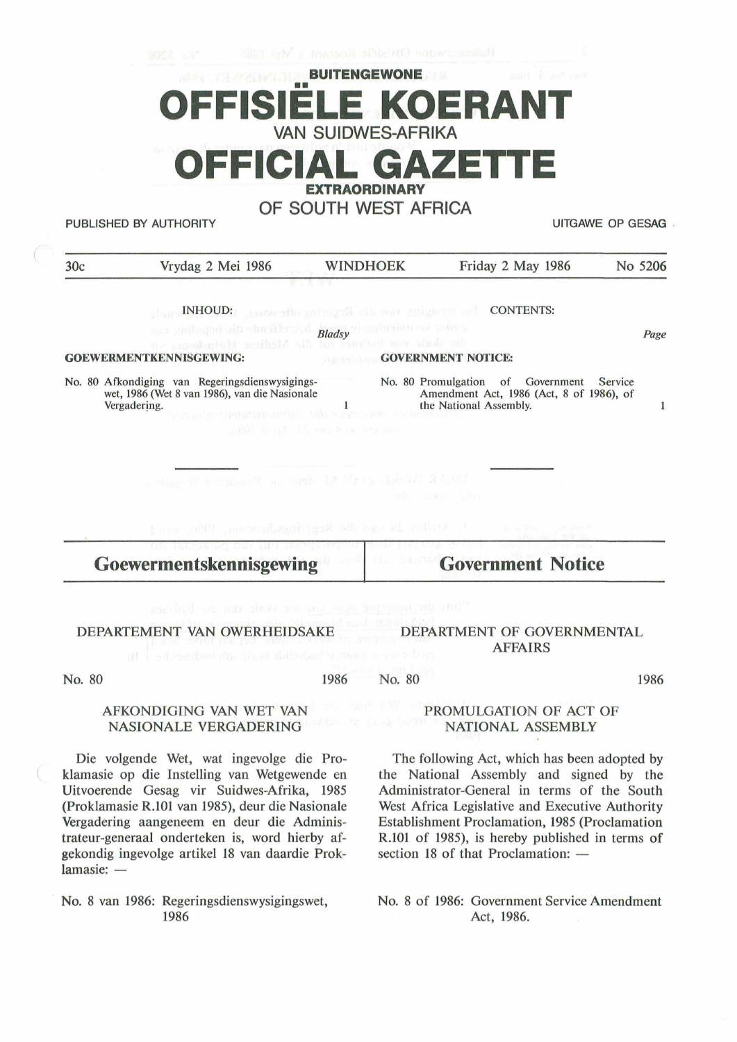**BUITENGEWONE**

# OFFISIËLE KOERANT

VAN SUIDWES-AFRIKA

# OFFICIAL GAZETTE

**EXTRAORDINARY**

OF SOUTH WEST AFRICA

PUBLISHED BY AUTHORITY — UITGAWE OP GESAG

| 30c | Vrydag 2 Mei 1986 | WINDHOEK | Friday 2 May 1986 | No 5206 |
|---|---|---|---|---|

INHOUD: — *Bladsy*

**GOEWERMENTKENNISGEWING:**

No. 80 Afkondiging van Regeringsdienswysigingswet, 1986 (Wet 8 van 1986), van die Nasionale Vergadering. — 1

CONTENTS: — *Page*

**GOVERNMENT NOTICE:**

No. 80 Promulgation of Government Service Amendment Act, 1986 (Act, 8 of 1986), of the National Assembly. — 1

## Goewermentskennisgewing

DEPARTEMENT VAN OWERHEIDSAKE

No. 80 — 1986

AFKONDIGING VAN WET VAN NASIONALE VERGADERING

Die volgende Wet, wat ingevolge die Proklamasie op die Instelling van Wetgewende en Uitvoerende Gesag vir Suidwes-Afrika, 1985 (Proklamasie R.101 van 1985), deur die Nasionale Vergadering aangeneem en deur die Administrateur-generaal onderteken is, word hierby afgekondig ingevolge artikel 18 van daardie Proklamasie: —

No. 8 van 1986: Regeringsdienswysigingswet, 1986

## Government Notice

DEPARTMENT OF GOVERNMENTAL AFFAIRS

No. 80 — 1986

PROMULGATION OF ACT OF NATIONAL ASSEMBLY

The following Act, which has been adopted by the National Assembly and signed by the Administrator-General in terms of the South West Africa Legislative and Executive Authority Establishment Proclamation, 1985 (Proclamation R.101 of 1985), is hereby published in terms of section 18 of that Proclamation: —

No. 8 of 1986: Government Service Amendment Act, 1986.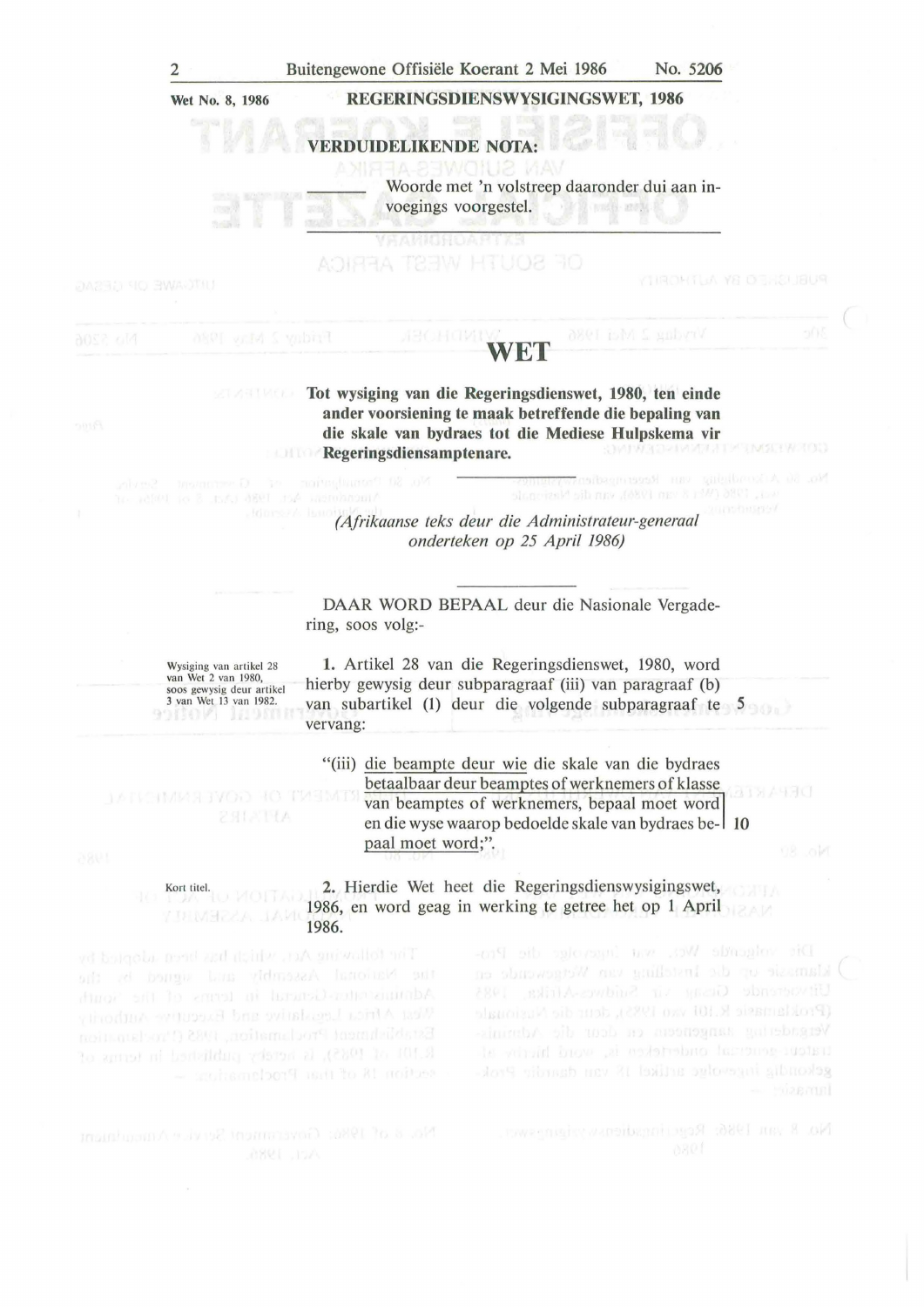Wet No. 8, 1986

**REGERINGSDIENSWYSIGINGSWET, 1986**

**VERDUIDELIKENDE NOTA:**

\_\_\_\_\_\_ Woorde met 'n volstreep daaronder dui aan invoegings voorgestel.

# WET

**Tot wysiging van die Regeringsdienswet, 1980, ten einde ander voorsiening te maak betreffende die bepaling van die skale van bydraes tot die Mediese Hulpskema vir Regeringsdiensamptenare.**

*(Afrikaanse teks deur die Administrateur-generaal onderteken op 25 April 1986)*

DAAR WORD BEPAAL deur die Nasionale Vergadering, soos volg:-

Wysiging van artikel 28 van Wet 2 van 1980, soos gewysig deur artikel 3 van Wet 13 van 1982.

**1.** Artikel 28 van die Regeringsdienswet, 1980, word hierby gewysig deur subparagraaf (iii) van paragraaf (b) van subartikel (1) deur die volgende subparagraaf te vervang:

"(iii) <u>die beampte deur wie</u> die skale van die bydraes <u>betaalbaar deur beamptes of werknemers of klasse van beamptes of werknemers, bepaal moet word en die wyse waarop bedoelde skale van bydraes bepaal moet word</u>;".

Kort titel.

**2.** Hierdie Wet heet die Regeringsdienswysigingswet, 1986, en word geag in werking te getree het op 1 April 1986.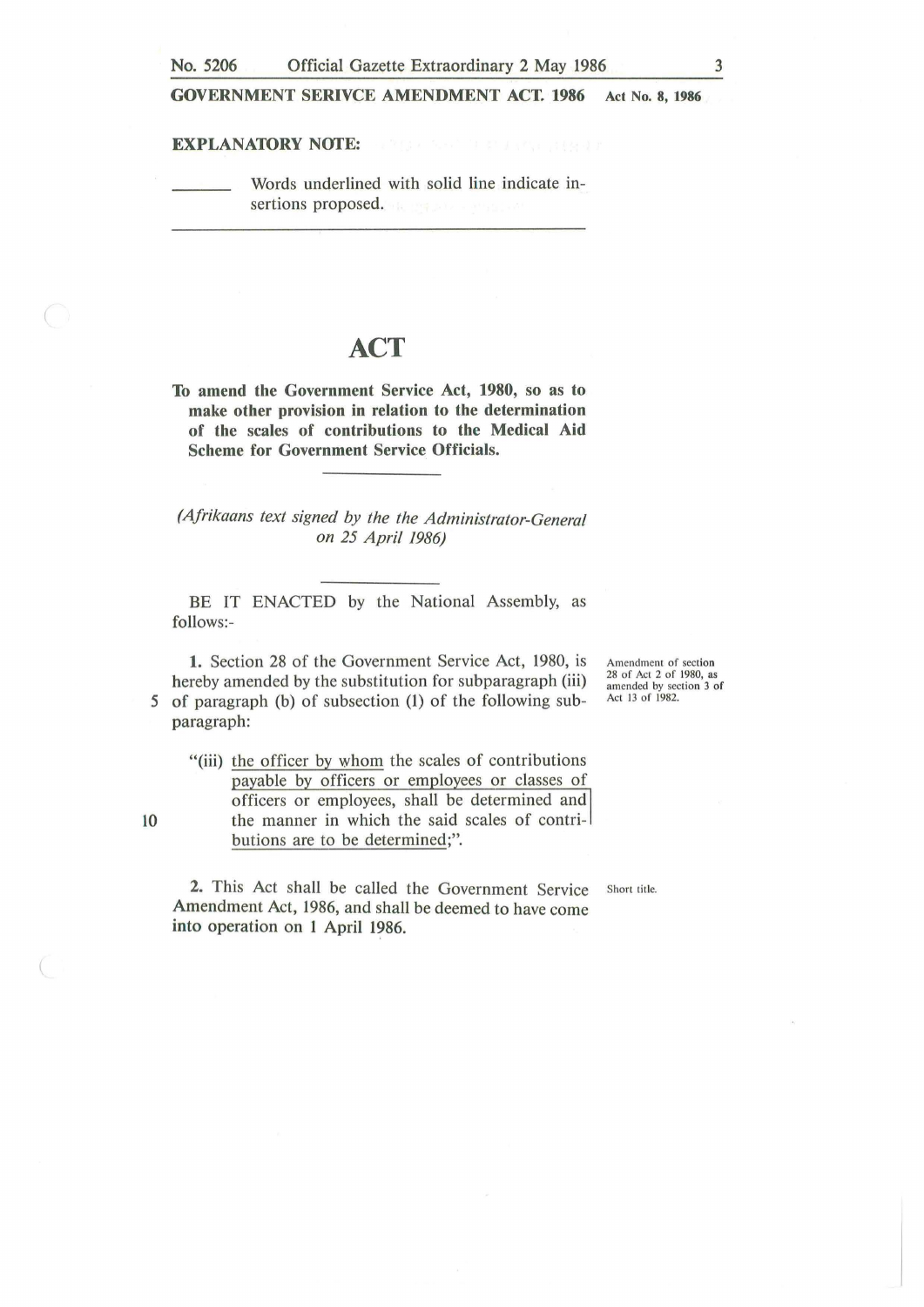**EXPLANATORY NOTE:**

\_\_\_\_\_\_\_ Words underlined with solid line indicate insertions proposed.

# ACT

**To amend the Government Service Act, 1980, so as to make other provision in relation to the determination of the scales of contributions to the Medical Aid Scheme for Government Service Officials.**

*(Afrikaans text signed by the the Administrator-General on 25 April 1986)*

BE IT ENACTED by the National Assembly, as follows:-

*Amendment of section 28 of Act 2 of 1980, as amended by section 3 of Act 13 of 1982.*

**1.** Section 28 of the Government Service Act, 1980, is hereby amended by the substitution for subparagraph (iii) of paragraph (b) of subsection (1) of the following subparagraph:

"(iii) <u>the officer by whom</u> the scales of contributions <u>payable by officers or employees or classes of officers or employees, shall be determined and</u> the manner in which the said scales of contri<u>butions are to be determined</u>;".

*Short title.*

**2.** This Act shall be called the Government Service Amendment Act, 1986, and shall be deemed to have come into operation on 1 April 1986.